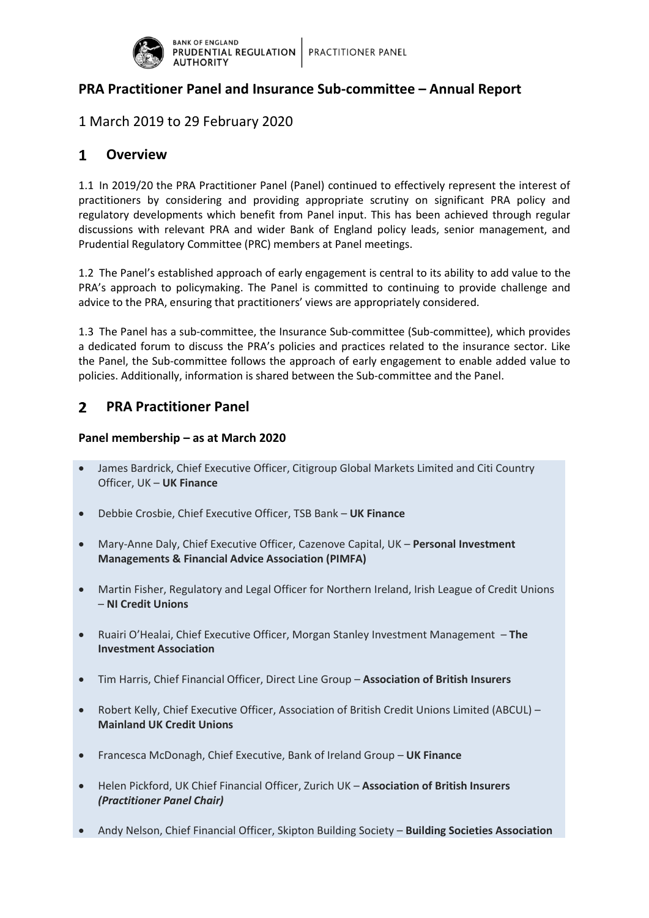# PRA Practitioner Panel and Insurance Sub-committee – Annual Report

1 March 2019 to 29 February 2020

## 1 Overview

1.1 In 2019/20 the PRA Practitioner Panel (Panel) continued to effectively represent the interest of practitioners by considering and providing appropriate scrutiny on significant PRA policy and regulatory developments which benefit from Panel input. This has been achieved through regular discussions with relevant PRA and wider Bank of England policy leads, senior management, and Prudential Regulatory Committee (PRC) members at Panel meetings.

1.2 The Panel's established approach of early engagement is central to its ability to add value to the PRA's approach to policymaking. The Panel is committed to continuing to provide challenge and advice to the PRA, ensuring that practitioners' views are appropriately considered.

1.3 The Panel has a sub-committee, the Insurance Sub-committee (Sub-committee), which provides a dedicated forum to discuss the PRA's policies and practices related to the insurance sector. Like the Panel, the Sub-committee follows the approach of early engagement to enable added value to policies. Additionally, information is shared between the Sub-committee and the Panel.

## 2 PRA Practitioner Panel

### Panel membership – as at March 2020

- James Bardrick, Chief Executive Officer, Citigroup Global Markets Limited and Citi Country Officer, UK – **UK Finance**
- Debbie Crosbie, Chief Executive Officer, TSB Bank – **UK Finance**
- Mary-Anne Daly, Chief Executive Officer, Cazenove Capital, UK – **Personal Investment Managements & Financial Advice Association (PIMFA)**
- Martin Fisher, Regulatory and Legal Officer for Northern Ireland, Irish League of Credit Unions – **NI Credit Unions**
- Ruairi O'Healai, Chief Executive Officer, Morgan Stanley Investment Management – **The Investment Association**
- Tim Harris, Chief Financial Officer, Direct Line Group – **Association of British Insurers**
- Robert Kelly, Chief Executive Officer, Association of British Credit Unions Limited (ABCUL) – **Mainland UK Credit Unions**
- Francesca McDonagh, Chief Executive, Bank of Ireland Group – **UK Finance**
- Helen Pickford, UK Chief Financial Officer, Zurich UK – **Association of British Insurers** ***(Practitioner Panel Chair)***
- Andy Nelson, Chief Financial Officer, Skipton Building Society – **Building Societies Association**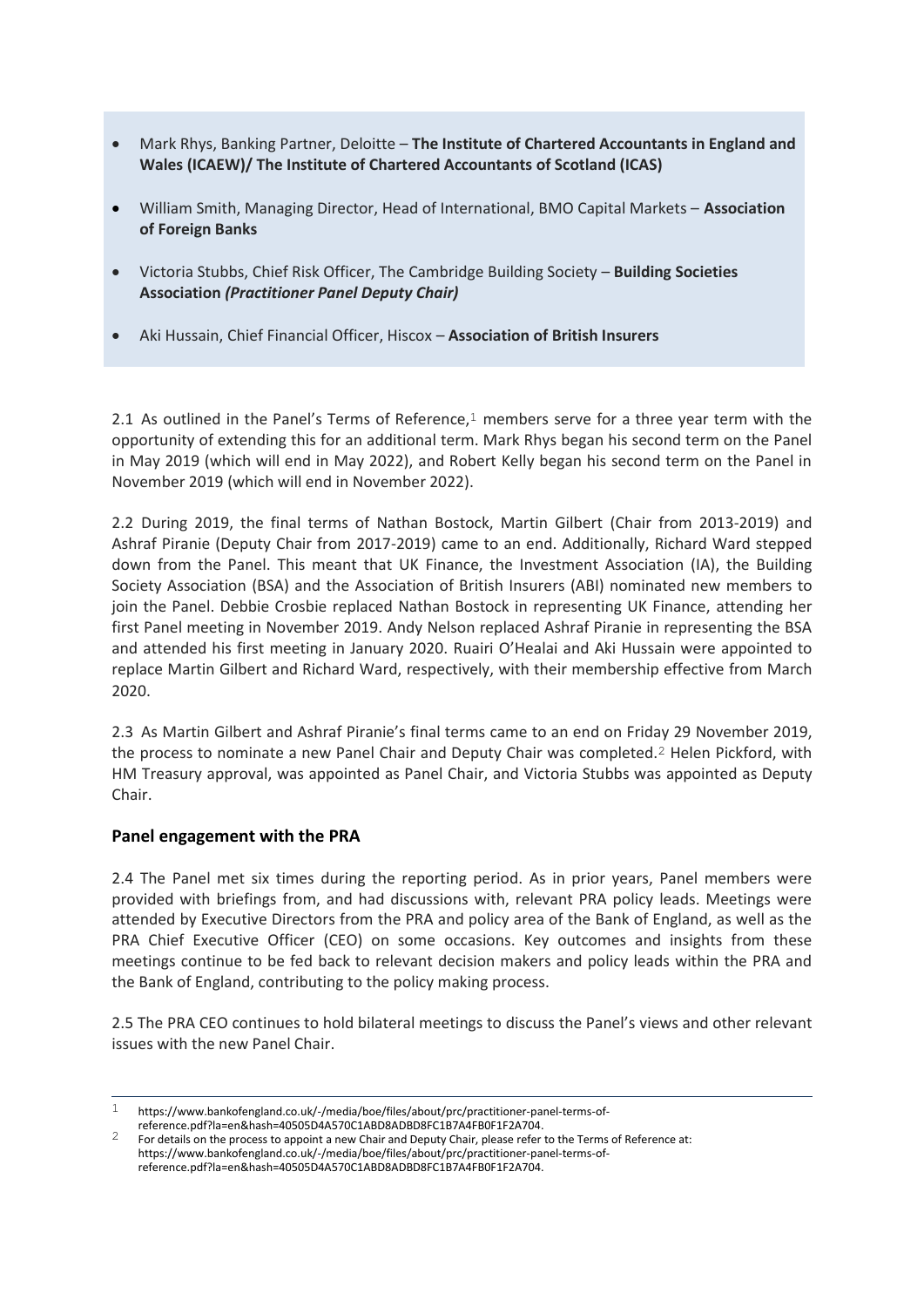- Mark Rhys, Banking Partner, Deloitte – **The Institute of Chartered Accountants in England and Wales (ICAEW)/ The Institute of Chartered Accountants of Scotland (ICAS)**
- William Smith, Managing Director, Head of International, BMO Capital Markets – **Association of Foreign Banks**
- Victoria Stubbs, Chief Risk Officer, The Cambridge Building Society – **Building Societies Association** ***(Practitioner Panel Deputy Chair)***
- Aki Hussain, Chief Financial Officer, Hiscox – **Association of British Insurers**

2.1 As outlined in the Panel's Terms of Reference,[1] members serve for a three year term with the opportunity of extending this for an additional term. Mark Rhys began his second term on the Panel in May 2019 (which will end in May 2022), and Robert Kelly began his second term on the Panel in November 2019 (which will end in November 2022).

2.2 During 2019, the final terms of Nathan Bostock, Martin Gilbert (Chair from 2013-2019) and Ashraf Piranie (Deputy Chair from 2017-2019) came to an end. Additionally, Richard Ward stepped down from the Panel. This meant that UK Finance, the Investment Association (IA), the Building Society Association (BSA) and the Association of British Insurers (ABI) nominated new members to join the Panel. Debbie Crosbie replaced Nathan Bostock in representing UK Finance, attending her first Panel meeting in November 2019. Andy Nelson replaced Ashraf Piranie in representing the BSA and attended his first meeting in January 2020. Ruairi O'Healai and Aki Hussain were appointed to replace Martin Gilbert and Richard Ward, respectively, with their membership effective from March 2020.

2.3 As Martin Gilbert and Ashraf Piranie's final terms came to an end on Friday 29 November 2019, the process to nominate a new Panel Chair and Deputy Chair was completed.[2] Helen Pickford, with HM Treasury approval, was appointed as Panel Chair, and Victoria Stubbs was appointed as Deputy Chair.

## Panel engagement with the PRA

2.4 The Panel met six times during the reporting period. As in prior years, Panel members were provided with briefings from, and had discussions with, relevant PRA policy leads. Meetings were attended by Executive Directors from the PRA and policy area of the Bank of England, as well as the PRA Chief Executive Officer (CEO) on some occasions. Key outcomes and insights from these meetings continue to be fed back to relevant decision makers and policy leads within the PRA and the Bank of England, contributing to the policy making process.

2.5 The PRA CEO continues to hold bilateral meetings to discuss the Panel's views and other relevant issues with the new Panel Chair.

---

[1] https://www.bankofengland.co.uk/-/media/boe/files/about/prc/practitioner-panel-terms-of-reference.pdf?la=en&hash=40505D4A570C1ABD8ADBD8FC1B7A4FB0F1F2A704.

[2] For details on the process to appoint a new Chair and Deputy Chair, please refer to the Terms of Reference at: https://www.bankofengland.co.uk/-/media/boe/files/about/prc/practitioner-panel-terms-of-reference.pdf?la=en&hash=40505D4A570C1ABD8ADBD8FC1B7A4FB0F1F2A704.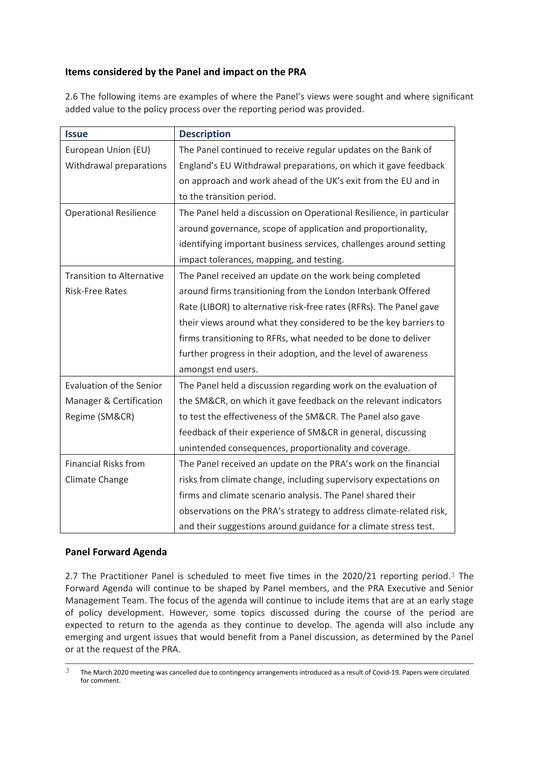### Items considered by the Panel and impact on the PRA

2.6 The following items are examples of where the Panel's views were sought and where significant added value to the policy process over the reporting period was provided.

| Issue | Description |
| --- | --- |
| European Union (EU) Withdrawal preparations | The Panel continued to receive regular updates on the Bank of England's EU Withdrawal preparations, on which it gave feedback on approach and work ahead of the UK's exit from the EU and in to the transition period. |
| Operational Resilience | The Panel held a discussion on Operational Resilience, in particular around governance, scope of application and proportionality, identifying important business services, challenges around setting impact tolerances, mapping, and testing. |
| Transition to Alternative Risk-Free Rates | The Panel received an update on the work being completed around firms transitioning from the London Interbank Offered Rate (LIBOR) to alternative risk-free rates (RFRs). The Panel gave their views around what they considered to be the key barriers to firms transitioning to RFRs, what needed to be done to deliver further progress in their adoption, and the level of awareness amongst end users. |
| Evaluation of the Senior Manager & Certification Regime (SM&CR) | The Panel held a discussion regarding work on the evaluation of the SM&CR, on which it gave feedback on the relevant indicators to test the effectiveness of the SM&CR. The Panel also gave feedback of their experience of SM&CR in general, discussing unintended consequences, proportionality and coverage. |
| Financial Risks from Climate Change | The Panel received an update on the PRA's work on the financial risks from climate change, including supervisory expectations on firms and climate scenario analysis. The Panel shared their observations on the PRA's strategy to address climate-related risk, and their suggestions around guidance for a climate stress test. |

### Panel Forward Agenda

2.7 The Practitioner Panel is scheduled to meet five times in the 2020/21 reporting period.[3] The Forward Agenda will continue to be shaped by Panel members, and the PRA Executive and Senior Management Team. The focus of the agenda will continue to include items that are at an early stage of policy development. However, some topics discussed during the course of the period are expected to return to the agenda as they continue to develop. The agenda will also include any emerging and urgent issues that would benefit from a Panel discussion, as determined by the Panel or at the request of the PRA.

[3] The March 2020 meeting was cancelled due to contingency arrangements introduced as a result of Covid-19. Papers were circulated for comment.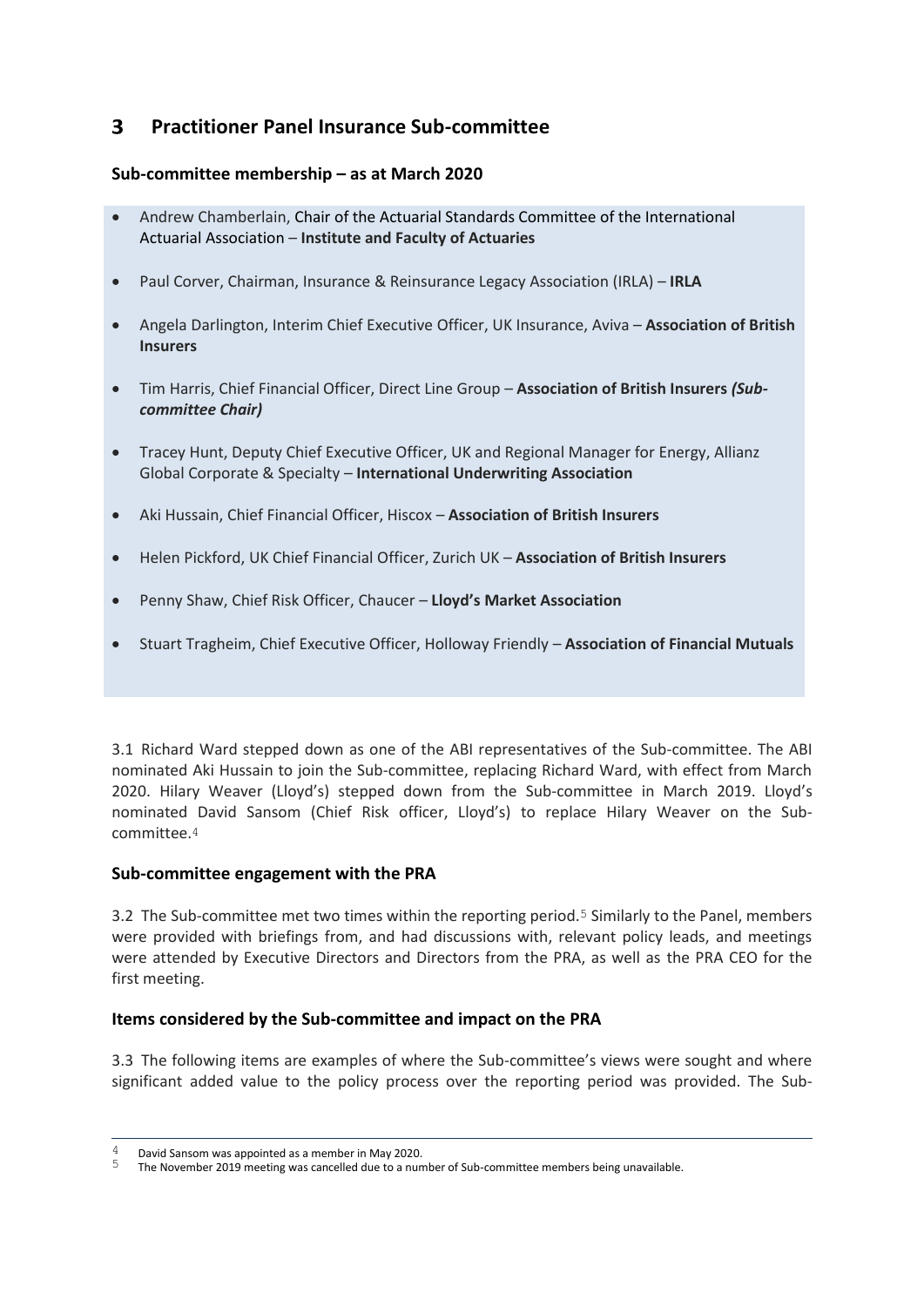# 3 Practitioner Panel Insurance Sub-committee

### Sub-committee membership – as at March 2020

- Andrew Chamberlain, Chair of the Actuarial Standards Committee of the International Actuarial Association – **Institute and Faculty of Actuaries**
- Paul Corver, Chairman, Insurance & Reinsurance Legacy Association (IRLA) – **IRLA**
- Angela Darlington, Interim Chief Executive Officer, UK Insurance, Aviva – **Association of British Insurers**
- Tim Harris, Chief Financial Officer, Direct Line Group – **Association of British Insurers *(Sub-committee Chair)***
- Tracey Hunt, Deputy Chief Executive Officer, UK and Regional Manager for Energy, Allianz Global Corporate & Specialty – **International Underwriting Association**
- Aki Hussain, Chief Financial Officer, Hiscox – **Association of British Insurers**
- Helen Pickford, UK Chief Financial Officer, Zurich UK – **Association of British Insurers**
- Penny Shaw, Chief Risk Officer, Chaucer – **Lloyd's Market Association**
- Stuart Tragheim, Chief Executive Officer, Holloway Friendly – **Association of Financial Mutuals**

3.1 Richard Ward stepped down as one of the ABI representatives of the Sub-committee. The ABI nominated Aki Hussain to join the Sub-committee, replacing Richard Ward, with effect from March 2020. Hilary Weaver (Lloyd's) stepped down from the Sub-committee in March 2019. Lloyd's nominated David Sansom (Chief Risk officer, Lloyd's) to replace Hilary Weaver on the Sub-committee.[4]

### Sub-committee engagement with the PRA

3.2 The Sub-committee met two times within the reporting period.[5] Similarly to the Panel, members were provided with briefings from, and had discussions with, relevant policy leads, and meetings were attended by Executive Directors and Directors from the PRA, as well as the PRA CEO for the first meeting.

### Items considered by the Sub-committee and impact on the PRA

3.3 The following items are examples of where the Sub-committee's views were sought and where significant added value to the policy process over the reporting period was provided. The Sub-

---

[4] David Sansom was appointed as a member in May 2020.

[5] The November 2019 meeting was cancelled due to a number of Sub-committee members being unavailable.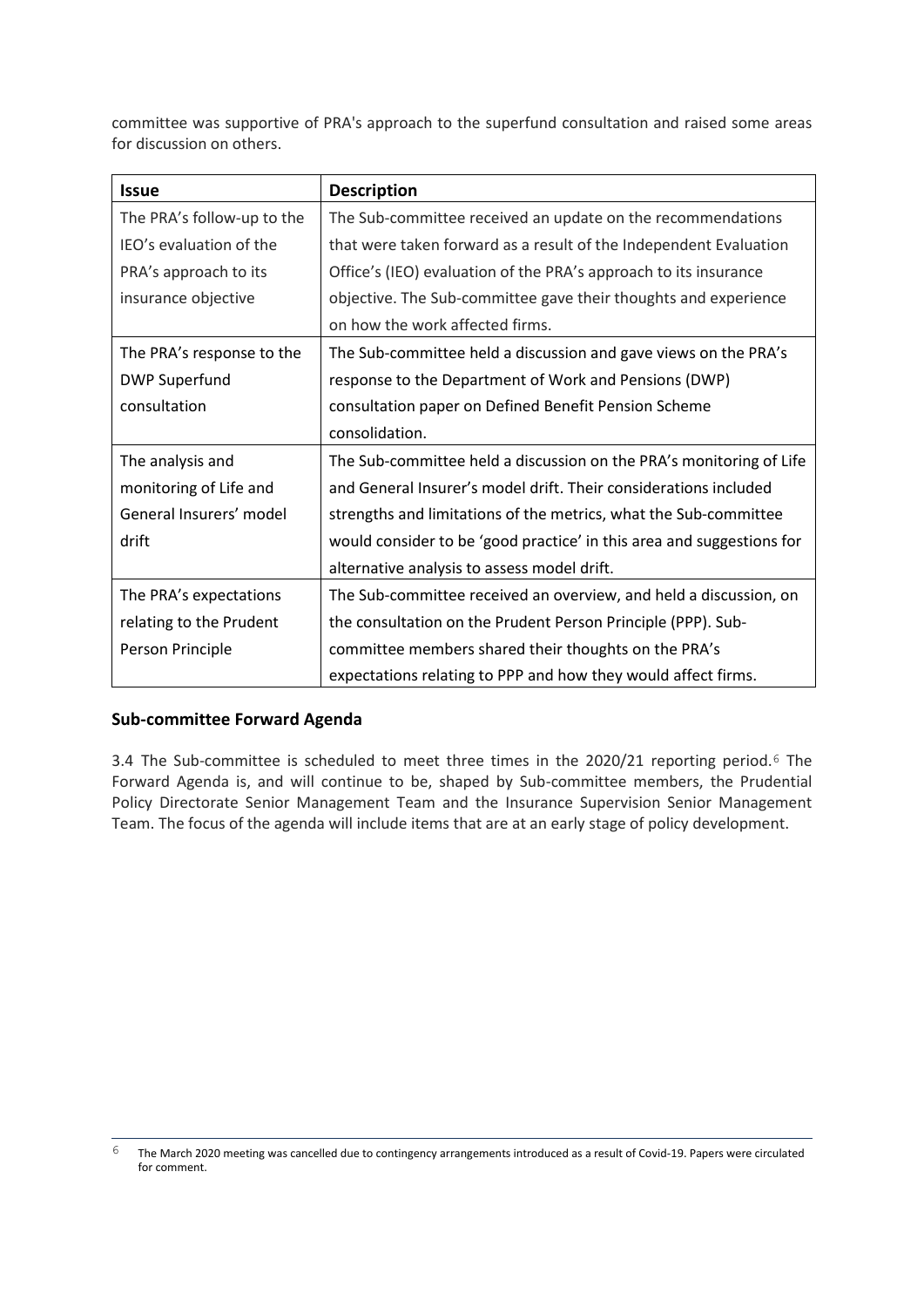committee was supportive of PRA's approach to the superfund consultation and raised some areas for discussion on others.

| Issue | Description |
| --- | --- |
| The PRA's follow-up to the IEO's evaluation of the PRA's approach to its insurance objective | The Sub-committee received an update on the recommendations that were taken forward as a result of the Independent Evaluation Office's (IEO) evaluation of the PRA's approach to its insurance objective. The Sub-committee gave their thoughts and experience on how the work affected firms. |
| The PRA's response to the DWP Superfund consultation | The Sub-committee held a discussion and gave views on the PRA's response to the Department of Work and Pensions (DWP) consultation paper on Defined Benefit Pension Scheme consolidation. |
| The analysis and monitoring of Life and General Insurers' model drift | The Sub-committee held a discussion on the PRA's monitoring of Life and General Insurer's model drift. Their considerations included strengths and limitations of the metrics, what the Sub-committee would consider to be 'good practice' in this area and suggestions for alternative analysis to assess model drift. |
| The PRA's expectations relating to the Prudent Person Principle | The Sub-committee received an overview, and held a discussion, on the consultation on the Prudent Person Principle (PPP). Sub-committee members shared their thoughts on the PRA's expectations relating to PPP and how they would affect firms. |

## Sub-committee Forward Agenda

3.4 The Sub-committee is scheduled to meet three times in the 2020/21 reporting period.[6] The Forward Agenda is, and will continue to be, shaped by Sub-committee members, the Prudential Policy Directorate Senior Management Team and the Insurance Supervision Senior Management Team. The focus of the agenda will include items that are at an early stage of policy development.

[6] The March 2020 meeting was cancelled due to contingency arrangements introduced as a result of Covid-19. Papers were circulated for comment.